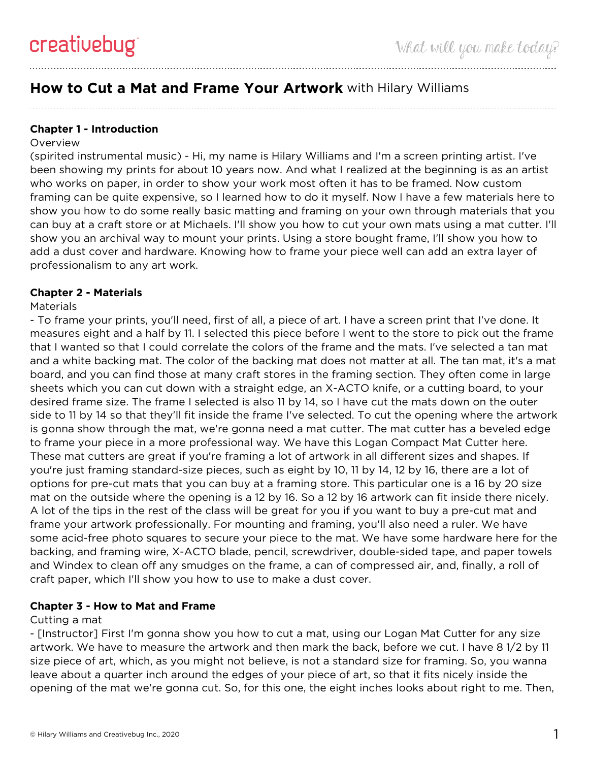# How to Cut a Mat and Frame Your Artwork with Hilary Williams

## Chapter 1 - Introduction

Overview

(spirited instrumental music) - Hi, my name is Hilary Williams and I'm a screen printing artist. I've been showing my prints for about 10 years now. And what I realized at the beginning is as an artist who works on paper, in order to show your work most often it has to be framed. Now custom framing can be quite expensive, so I learned how to do it myself. Now I have a few materials here to show you how to do some really basic matting and framing on your own through materials that you can buy at a craft store or at Michaels. I'll show you how to cut your own mats using a mat cutter. I'll show you an archival way to mount your prints. Using a store bought frame, I'll show you how to add a dust cover and hardware. Knowing how to frame your piece well can add an extra layer of professionalism to any art work.

## Chapter 2 - Materials

Materials

- To frame your prints, you'll need, first of all, a piece of art. I have a screen print that I've done. It measures eight and a half by 11. I selected this piece before I went to the store to pick out the frame that I wanted so that I could correlate the colors of the frame and the mats. I've selected a tan mat and a white backing mat. The color of the backing mat does not matter at all. The tan mat, it's a mat board, and you can find those at many craft stores in the framing section. They often come in large sheets which you can cut down with a straight edge, an X-ACTO knife, or a cutting board, to your desired frame size. The frame I selected is also 11 by 14, so I have cut the mats down on the outer side to 11 by 14 so that they'll fit inside the frame I've selected. To cut the opening where the artwork is gonna show through the mat, we're gonna need a mat cutter. The mat cutter has a beveled edge to frame your piece in a more professional way. We have this Logan Compact Mat Cutter here. These mat cutters are great if you're framing a lot of artwork in all different sizes and shapes. If you're just framing standard-size pieces, such as eight by 10, 11 by 14, 12 by 16, there are a lot of options for pre-cut mats that you can buy at a framing store. This particular one is a 16 by 20 size mat on the outside where the opening is a 12 by 16. So a 12 by 16 artwork can fit inside there nicely. A lot of the tips in the rest of the class will be great for you if you want to buy a pre-cut mat and frame your artwork professionally. For mounting and framing, you'll also need a ruler. We have some acid-free photo squares to secure your piece to the mat. We have some hardware here for the backing, and framing wire, X-ACTO blade, pencil, screwdriver, double-sided tape, and paper towels and Windex to clean off any smudges on the frame, a can of compressed air, and, finally, a roll of craft paper, which I'll show you how to use to make a dust cover.

## Chapter 3 - How to Mat and Frame

Cutting a mat

- [Instructor] First I'm gonna show you how to cut a mat, using our Logan Mat Cutter for any size artwork. We have to measure the artwork and then mark the back, before we cut. I have 8 1/2 by 11 size piece of art, which, as you might not believe, is not a standard size for framing. So, you wanna leave about a quarter inch around the edges of your piece of art, so that it fits nicely inside the opening of the mat we're gonna cut. So, for this one, the eight inches looks about right to me. Then,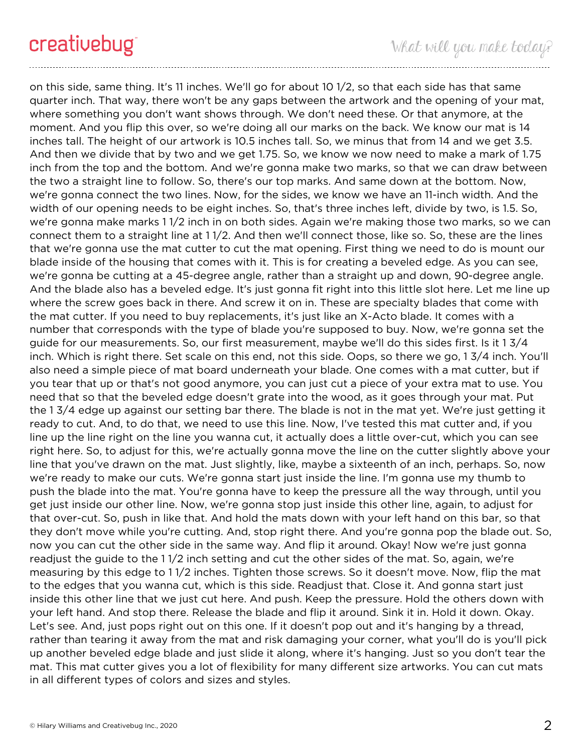on this side, same thing. It's 11 inches. We'll go for about 10 1/2, so that each side has that same quarter inch. That way, there won't be any gaps between the artwork and the opening of your mat, where something you don't want shows through. We don't need these. Or that anymore, at the moment. And you flip this over, so we're doing all our marks on the back. We know our mat is 14 inches tall. The height of our artwork is 10.5 inches tall. So, we minus that from 14 and we get 3.5. And then we divide that by two and we get 1.75. So, we know we now need to make a mark of 1.75 inch from the top and the bottom. And we're gonna make two marks, so that we can draw between the two a straight line to follow. So, there's our top marks. And same down at the bottom. Now, we're gonna connect the two lines. Now, for the sides, we know we have an 11-inch width. And the width of our opening needs to be eight inches. So, that's three inches left, divide by two, is 1.5. So, we're gonna make marks 1 1/2 inch in on both sides. Again we're making those two marks, so we can connect them to a straight line at 1 1/2. And then we'll connect those, like so. So, these are the lines that we're gonna use the mat cutter to cut the mat opening. First thing we need to do is mount our blade inside of the housing that comes with it. This is for creating a beveled edge. As you can see, we're gonna be cutting at a 45-degree angle, rather than a straight up and down, 90-degree angle. And the blade also has a beveled edge. It's just gonna fit right into this little slot here. Let me line up where the screw goes back in there. And screw it on in. These are specialty blades that come with the mat cutter. If you need to buy replacements, it's just like an X-Acto blade. It comes with a number that corresponds with the type of blade you're supposed to buy. Now, we're gonna set the guide for our measurements. So, our first measurement, maybe we'll do this sides first. Is it 1 3/4 inch. Which is right there. Set scale on this end, not this side. Oops, so there we go, 1 3/4 inch. You'll also need a simple piece of mat board underneath your blade. One comes with a mat cutter, but if you tear that up or that's not good anymore, you can just cut a piece of your extra mat to use. You need that so that the beveled edge doesn't grate into the wood, as it goes through your mat. Put the 1 3/4 edge up against our setting bar there. The blade is not in the mat yet. We're just getting it ready to cut. And, to do that, we need to use this line. Now, I've tested this mat cutter and, if you line up the line right on the line you wanna cut, it actually does a little over-cut, which you can see right here. So, to adjust for this, we're actually gonna move the line on the cutter slightly above your line that you've drawn on the mat. Just slightly, like, maybe a sixteenth of an inch, perhaps. So, now we're ready to make our cuts. We're gonna start just inside the line. I'm gonna use my thumb to push the blade into the mat. You're gonna have to keep the pressure all the way through, until you get just inside our other line. Now, we're gonna stop just inside this other line, again, to adjust for that over-cut. So, push in like that. And hold the mats down with your left hand on this bar, so that they don't move while you're cutting. And, stop right there. And you're gonna pop the blade out. So, now you can cut the other side in the same way. And flip it around. Okay! Now we're just gonna readjust the guide to the 1 1/2 inch setting and cut the other sides of the mat. So, again, we're measuring by this edge to 1 1/2 inches. Tighten those screws. So it doesn't move. Now, flip the mat to the edges that you wanna cut, which is this side. Readjust that. Close it. And gonna start just inside this other line that we just cut here. And push. Keep the pressure. Hold the others down with your left hand. And stop there. Release the blade and flip it around. Sink it in. Hold it down. Okay. Let's see. And, just pops right out on this one. If it doesn't pop out and it's hanging by a thread, rather than tearing it away from the mat and risk damaging your corner, what you'll do is you'll pick up another beveled edge blade and just slide it along, where it's hanging. Just so you don't tear the mat. This mat cutter gives you a lot of flexibility for many different size artworks. You can cut mats in all different types of colors and sizes and styles.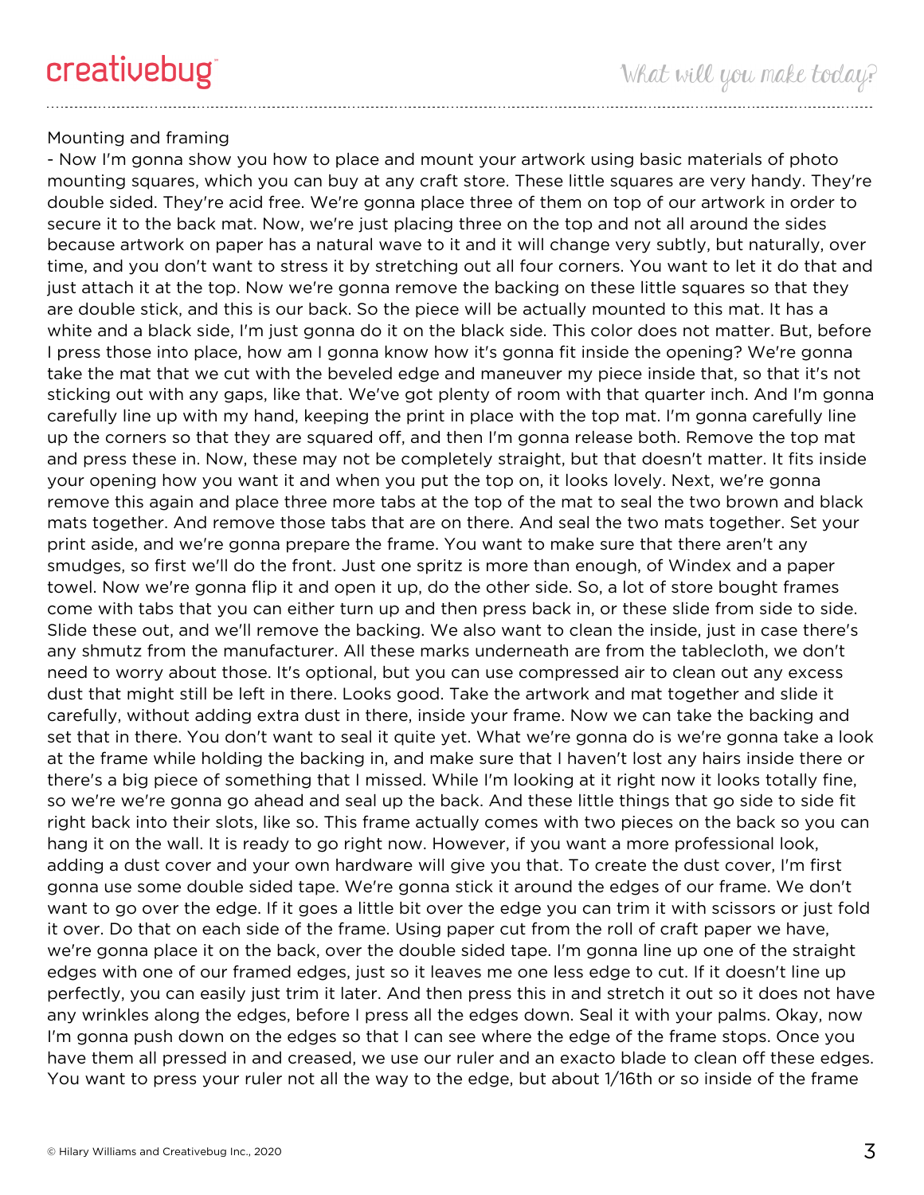Mounting and framing

- Now I'm gonna show you how to place and mount your artwork using basic materials of photo mounting squares, which you can buy at any craft store. These little squares are very handy. They're double sided. They're acid free. We're gonna place three of them on top of our artwork in order to secure it to the back mat. Now, we're just placing three on the top and not all around the sides because artwork on paper has a natural wave to it and it will change very subtly, but naturally, over time, and you don't want to stress it by stretching out all four corners. You want to let it do that and just attach it at the top. Now we're gonna remove the backing on these little squares so that they are double stick, and this is our back. So the piece will be actually mounted to this mat. It has a white and a black side, I'm just gonna do it on the black side. This color does not matter. But, before I press those into place, how am I gonna know how it's gonna fit inside the opening? We're gonna take the mat that we cut with the beveled edge and maneuver my piece inside that, so that it's not sticking out with any gaps, like that. We've got plenty of room with that quarter inch. And I'm gonna carefully line up with my hand, keeping the print in place with the top mat. I'm gonna carefully line up the corners so that they are squared off, and then I'm gonna release both. Remove the top mat and press these in. Now, these may not be completely straight, but that doesn't matter. It fits inside your opening how you want it and when you put the top on, it looks lovely. Next, we're gonna remove this again and place three more tabs at the top of the mat to seal the two brown and black mats together. And remove those tabs that are on there. And seal the two mats together. Set your print aside, and we're gonna prepare the frame. You want to make sure that there aren't any smudges, so first we'll do the front. Just one spritz is more than enough, of Windex and a paper towel. Now we're gonna flip it and open it up, do the other side. So, a lot of store bought frames come with tabs that you can either turn up and then press back in, or these slide from side to side. Slide these out, and we'll remove the backing. We also want to clean the inside, just in case there's any shmutz from the manufacturer. All these marks underneath are from the tablecloth, we don't need to worry about those. It's optional, but you can use compressed air to clean out any excess dust that might still be left in there. Looks good. Take the artwork and mat together and slide it carefully, without adding extra dust in there, inside your frame. Now we can take the backing and set that in there. You don't want to seal it quite yet. What we're gonna do is we're gonna take a look at the frame while holding the backing in, and make sure that I haven't lost any hairs inside there or there's a big piece of something that I missed. While I'm looking at it right now it looks totally fine, so we're we're gonna go ahead and seal up the back. And these little things that go side to side fit right back into their slots, like so. This frame actually comes with two pieces on the back so you can hang it on the wall. It is ready to go right now. However, if you want a more professional look, adding a dust cover and your own hardware will give you that. To create the dust cover, I'm first gonna use some double sided tape. We're gonna stick it around the edges of our frame. We don't want to go over the edge. If it goes a little bit over the edge you can trim it with scissors or just fold it over. Do that on each side of the frame. Using paper cut from the roll of craft paper we have, we're gonna place it on the back, over the double sided tape. I'm gonna line up one of the straight edges with one of our framed edges, just so it leaves me one less edge to cut. If it doesn't line up perfectly, you can easily just trim it later. And then press this in and stretch it out so it does not have any wrinkles along the edges, before I press all the edges down. Seal it with your palms. Okay, now I'm gonna push down on the edges so that I can see where the edge of the frame stops. Once you have them all pressed in and creased, we use our ruler and an exacto blade to clean off these edges. You want to press your ruler not all the way to the edge, but about 1/16th or so inside of the frame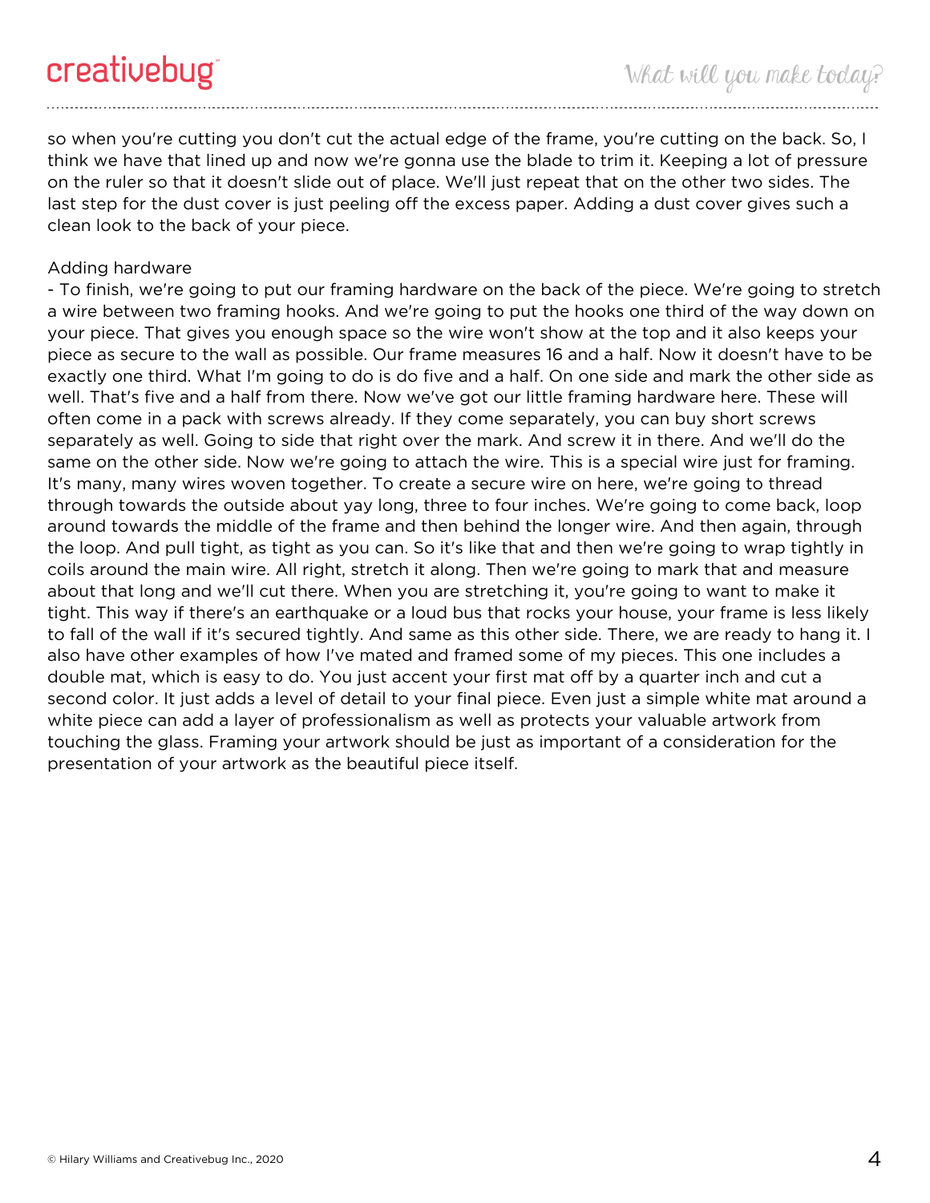so when you're cutting you don't cut the actual edge of the frame, you're cutting on the back. So, I think we have that lined up and now we're gonna use the blade to trim it. Keeping a lot of pressure on the ruler so that it doesn't slide out of place. We'll just repeat that on the other two sides. The last step for the dust cover is just peeling off the excess paper. Adding a dust cover gives such a clean look to the back of your piece.

Adding hardware

- To finish, we're going to put our framing hardware on the back of the piece. We're going to stretch a wire between two framing hooks. And we're going to put the hooks one third of the way down on your piece. That gives you enough space so the wire won't show at the top and it also keeps your piece as secure to the wall as possible. Our frame measures 16 and a half. Now it doesn't have to be exactly one third. What I'm going to do is do five and a half. On one side and mark the other side as well. That's five and a half from there. Now we've got our little framing hardware here. These will often come in a pack with screws already. If they come separately, you can buy short screws separately as well. Going to side that right over the mark. And screw it in there. And we'll do the same on the other side. Now we're going to attach the wire. This is a special wire just for framing. It's many, many wires woven together. To create a secure wire on here, we're going to thread through towards the outside about yay long, three to four inches. We're going to come back, loop around towards the middle of the frame and then behind the longer wire. And then again, through the loop. And pull tight, as tight as you can. So it's like that and then we're going to wrap tightly in coils around the main wire. All right, stretch it along. Then we're going to mark that and measure about that long and we'll cut there. When you are stretching it, you're going to want to make it tight. This way if there's an earthquake or a loud bus that rocks your house, your frame is less likely to fall of the wall if it's secured tightly. And same as this other side. There, we are ready to hang it. I also have other examples of how I've mated and framed some of my pieces. This one includes a double mat, which is easy to do. You just accent your first mat off by a quarter inch and cut a second color. It just adds a level of detail to your final piece. Even just a simple white mat around a white piece can add a layer of professionalism as well as protects your valuable artwork from touching the glass. Framing your artwork should be just as important of a consideration for the presentation of your artwork as the beautiful piece itself.